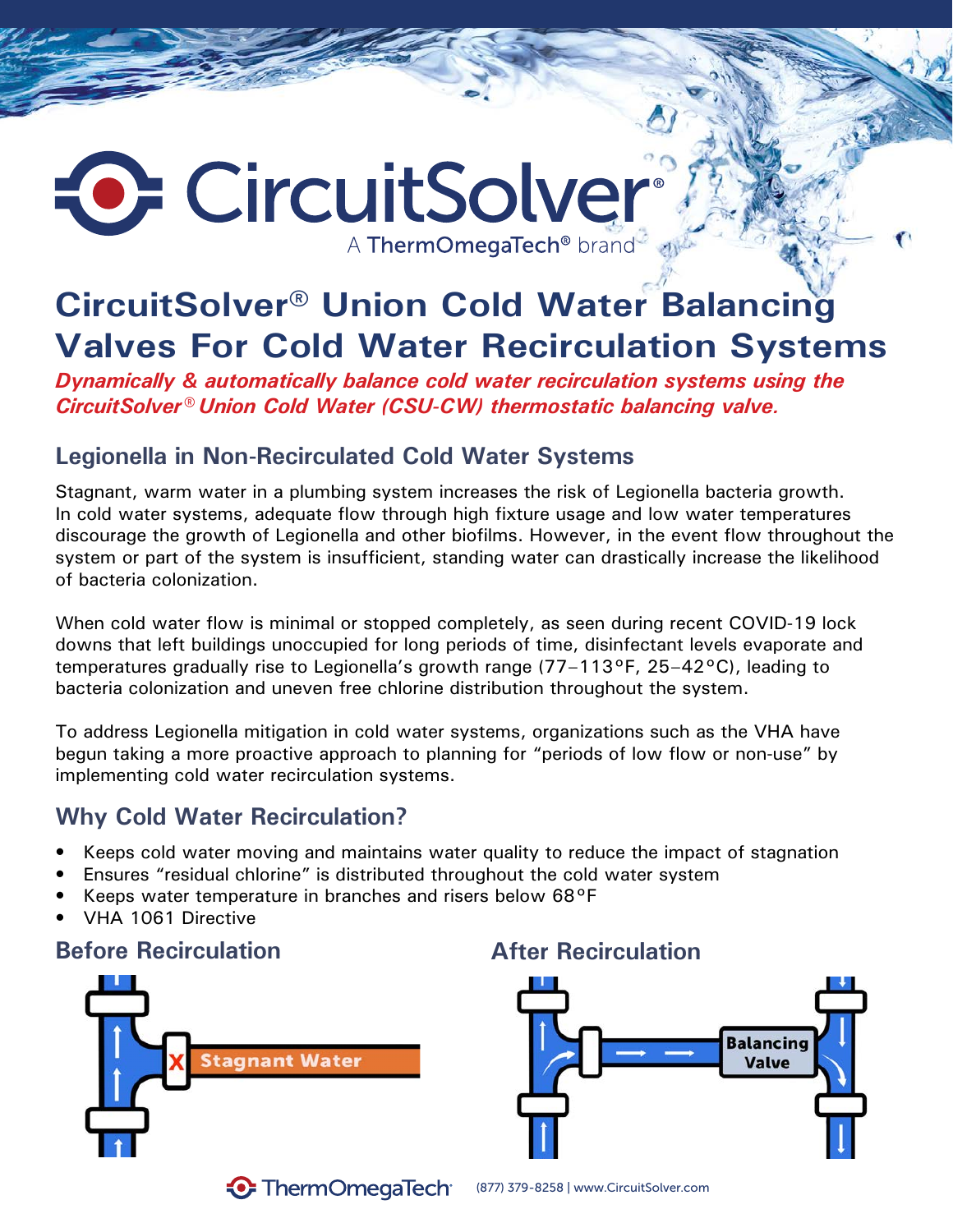# CircuitSolver® Union Cold Water Balancing Valves For Cold Water Recirculation Systems

***Dynamically & automatically balance cold water recirculation systems using the CircuitSolver® Union Cold Water (CSU-CW) thermostatic balancing valve.***

## Legionella in Non-Recirculated Cold Water Systems

Stagnant, warm water in a plumbing system increases the risk of Legionella bacteria growth. In cold water systems, adequate flow through high fixture usage and low water temperatures discourage the growth of Legionella and other biofilms. However, in the event flow throughout the system or part of the system is insufficient, standing water can drastically increase the likelihood of bacteria colonization.

When cold water flow is minimal or stopped completely, as seen during recent COVID-19 lock downs that left buildings unoccupied for long periods of time, disinfectant levels evaporate and temperatures gradually rise to Legionella's growth range (77–113°F, 25–42°C), leading to bacteria colonization and uneven free chlorine distribution throughout the system.

To address Legionella mitigation in cold water systems, organizations such as the VHA have begun taking a more proactive approach to planning for "periods of low flow or non-use" by implementing cold water recirculation systems.

## Why Cold Water Recirculation?

- Keeps cold water moving and maintains water quality to reduce the impact of stagnation
- Ensures "residual chlorine" is distributed throughout the cold water system
- Keeps water temperature in branches and risers below 68°F
- VHA 1061 Directive

### Before Recirculation

Stagnant Water

### After Recirculation

Balancing Valve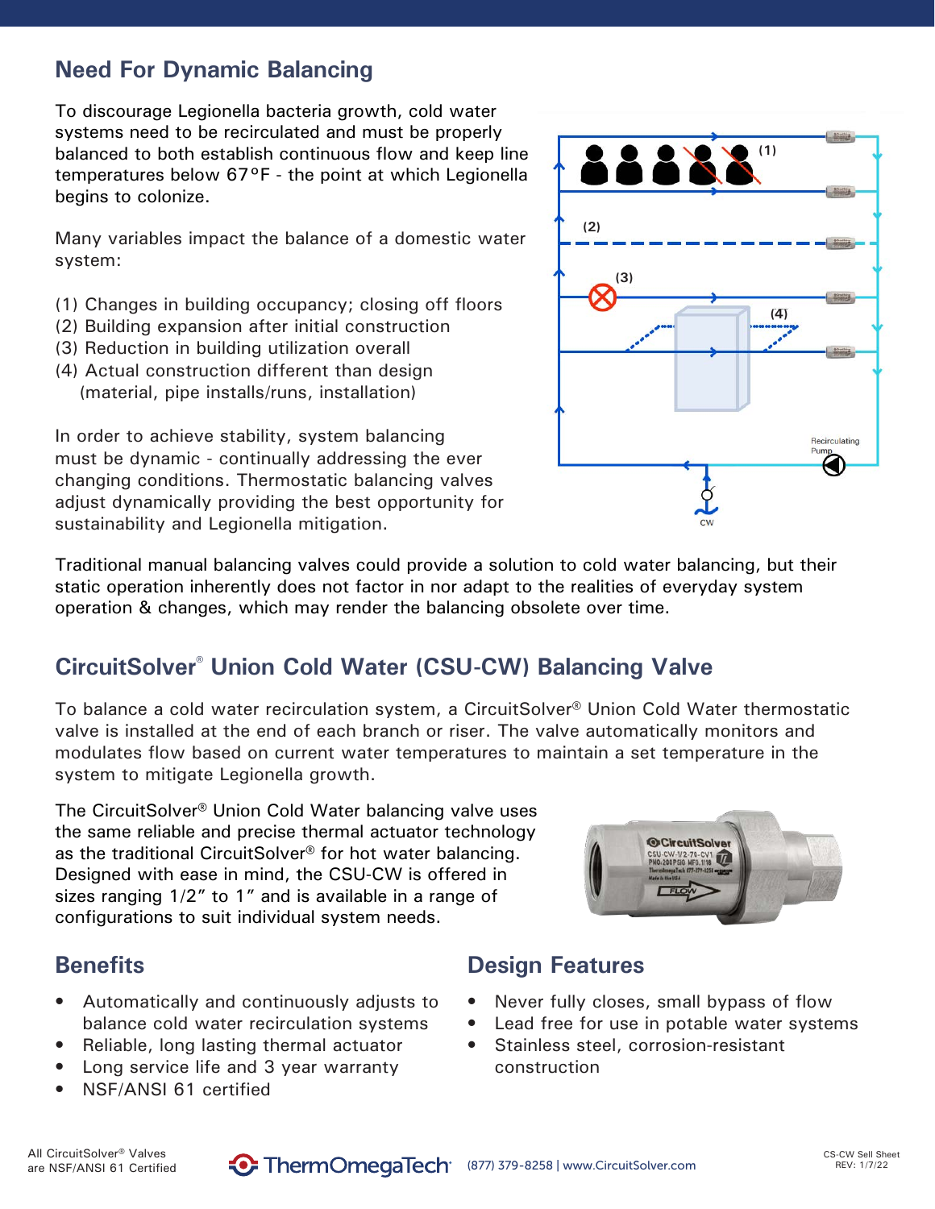## Need For Dynamic Balancing

To discourage Legionella bacteria growth, cold water systems need to be recirculated and must be properly balanced to both establish continuous flow and keep line temperatures below 67°F - the point at which Legionella begins to colonize.

Many variables impact the balance of a domestic water system:

(1) Changes in building occupancy; closing off floors
(2) Building expansion after initial construction
(3) Reduction in building utilization overall
(4) Actual construction different than design (material, pipe installs/runs, installation)

In order to achieve stability, system balancing must be dynamic - continually addressing the ever changing conditions. Thermostatic balancing valves adjust dynamically providing the best opportunity for sustainability and Legionella mitigation.

(1)
(2)
(3)
(4)
Recirculating Pump
CW

Traditional manual balancing valves could provide a solution to cold water balancing, but their static operation inherently does not factor in nor adapt to the realities of everyday system operation & changes, which may render the balancing obsolete over time.

## CircuitSolver® Union Cold Water (CSU-CW) Balancing Valve

To balance a cold water recirculation system, a CircuitSolver® Union Cold Water thermostatic valve is installed at the end of each branch or riser. The valve automatically monitors and modulates flow based on current water temperatures to maintain a set temperature in the system to mitigate Legionella growth.

The CircuitSolver® Union Cold Water balancing valve uses the same reliable and precise thermal actuator technology as the traditional CircuitSolver® for hot water balancing. Designed with ease in mind, the CSU-CW is offered in sizes ranging 1/2" to 1" and is available in a range of configurations to suit individual system needs.

## Benefits

- Automatically and continuously adjusts to balance cold water recirculation systems
- Reliable, long lasting thermal actuator
- Long service life and 3 year warranty
- NSF/ANSI 61 certified

## Design Features

- Never fully closes, small bypass of flow
- Lead free for use in potable water systems
- Stainless steel, corrosion-resistant construction

All CircuitSolver® Valves are NSF/ANSI 61 Certified

ThermOmegaTech® (877) 379-8258 | www.CircuitSolver.com

CS-CW Sell Sheet
REV: 1/7/22